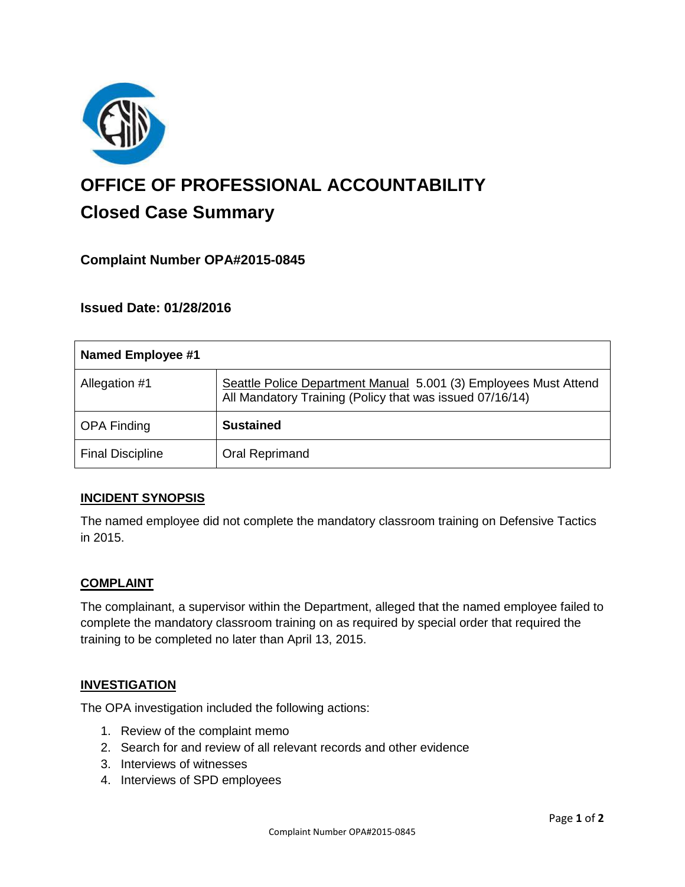# OFFICE OF PROFESSIONAL ACCOUNTABILITY

## Closed Case Summary

### Complaint Number OPA#2015-0845

### Issued Date: 01/28/2016

| Named Employee #1 | |
|---|---|
| Allegation #1 | Seattle Police Department Manual 5.001 (3) Employees Must Attend All Mandatory Training (Policy that was issued 07/16/14) |
| OPA Finding | **Sustained** |
| Final Discipline | Oral Reprimand |

#### INCIDENT SYNOPSIS

The named employee did not complete the mandatory classroom training on Defensive Tactics in 2015.

#### COMPLAINT

The complainant, a supervisor within the Department, alleged that the named employee failed to complete the mandatory classroom training on as required by special order that required the training to be completed no later than April 13, 2015.

#### INVESTIGATION

The OPA investigation included the following actions:

1. Review of the complaint memo
2. Search for and review of all relevant records and other evidence
3. Interviews of witnesses
4. Interviews of SPD employees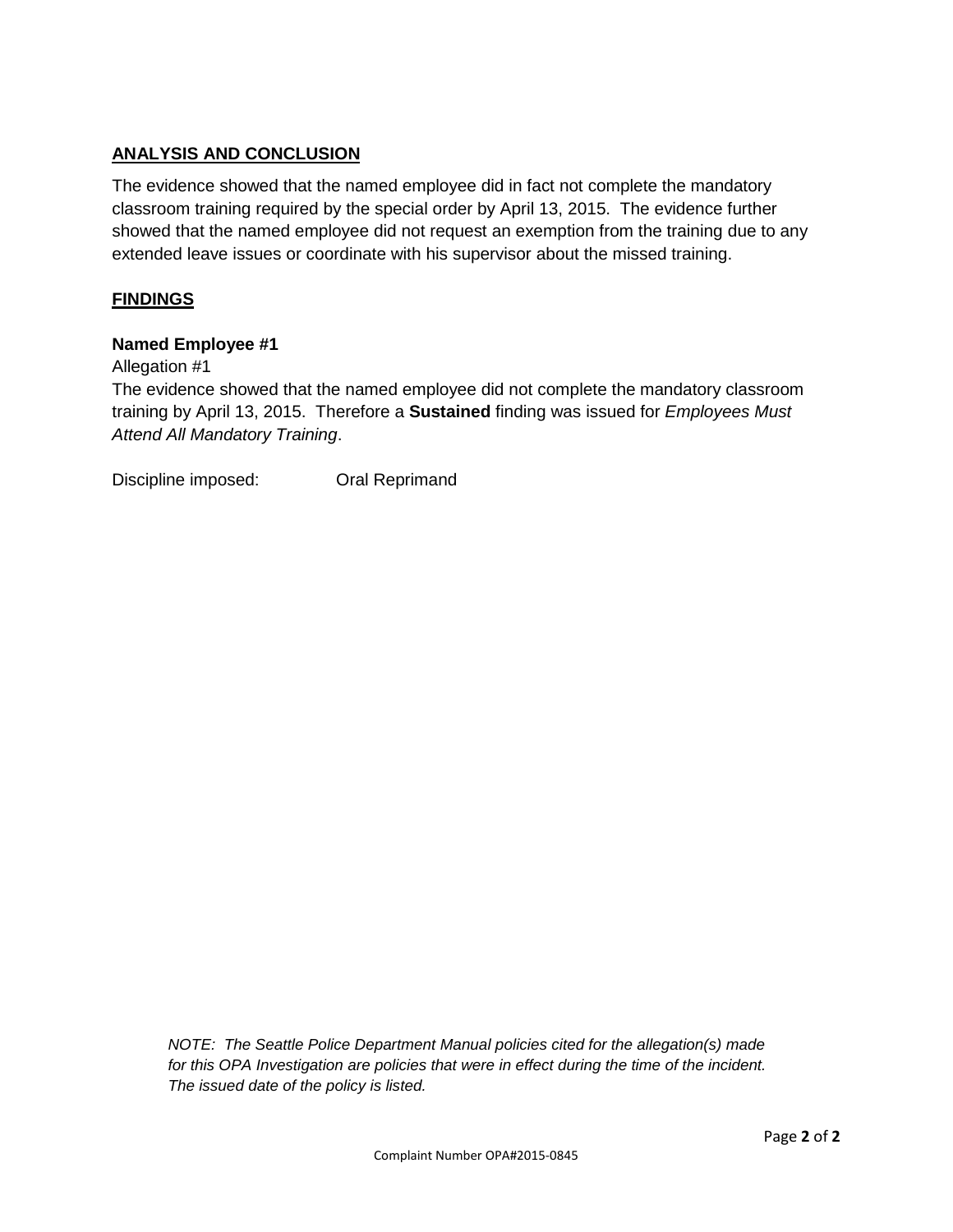## ANALYSIS AND CONCLUSION

The evidence showed that the named employee did in fact not complete the mandatory classroom training required by the special order by April 13, 2015. The evidence further showed that the named employee did not request an exemption from the training due to any extended leave issues or coordinate with his supervisor about the missed training.

## FINDINGS

**Named Employee #1**

Allegation #1

The evidence showed that the named employee did not complete the mandatory classroom training by April 13, 2015. Therefore a **Sustained** finding was issued for *Employees Must Attend All Mandatory Training*.

Discipline imposed: Oral Reprimand

*NOTE: The Seattle Police Department Manual policies cited for the allegation(s) made for this OPA Investigation are policies that were in effect during the time of the incident. The issued date of the policy is listed.*

Complaint Number OPA#2015-0845